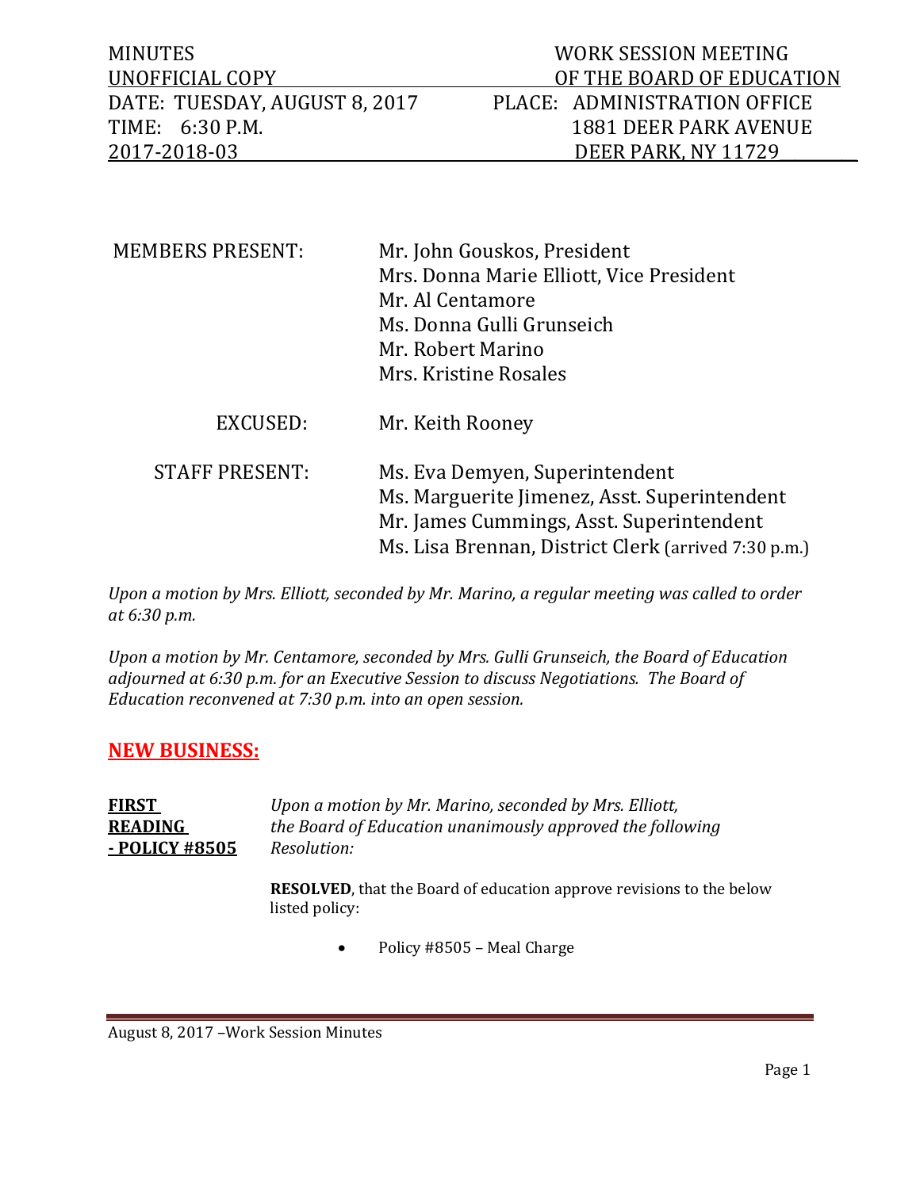| MINUTES | WORK SESSION MEETING |
|---|---|
| UNOFFICIAL COPY | OF THE BOARD OF EDUCATION |
| DATE: TUESDAY, AUGUST 8, 2017 | PLACE: ADMINISTRATION OFFICE |
| TIME: 6:30 P.M. | 1881 DEER PARK AVENUE |
| 2017-2018-03 | DEER PARK, NY 11729 |

| | |
|---|---|
| MEMBERS PRESENT: | Mr. John Gouskos, President<br>Mrs. Donna Marie Elliott, Vice President<br>Mr. Al Centamore<br>Ms. Donna Gulli Grunseich<br>Mr. Robert Marino<br>Mrs. Kristine Rosales |
| EXCUSED: | Mr. Keith Rooney |
| STAFF PRESENT: | Ms. Eva Demyen, Superintendent<br>Ms. Marguerite Jimenez, Asst. Superintendent<br>Mr. James Cummings, Asst. Superintendent<br>Ms. Lisa Brennan, District Clerk (arrived 7:30 p.m.) |

*Upon a motion by Mrs. Elliott, seconded by Mr. Marino, a regular meeting was called to order at 6:30 p.m.*

*Upon a motion by Mr. Centamore, seconded by Mrs. Gulli Grunseich, the Board of Education adjourned at 6:30 p.m. for an Executive Session to discuss Negotiations. The Board of Education reconvened at 7:30 p.m. into an open session.*

## NEW BUSINESS:

**FIRST READING - POLICY #8505**

*Upon a motion by Mr. Marino, seconded by Mrs. Elliott, the Board of Education unanimously approved the following Resolution:*

**RESOLVED**, that the Board of education approve revisions to the below listed policy:

- Policy #8505 – Meal Charge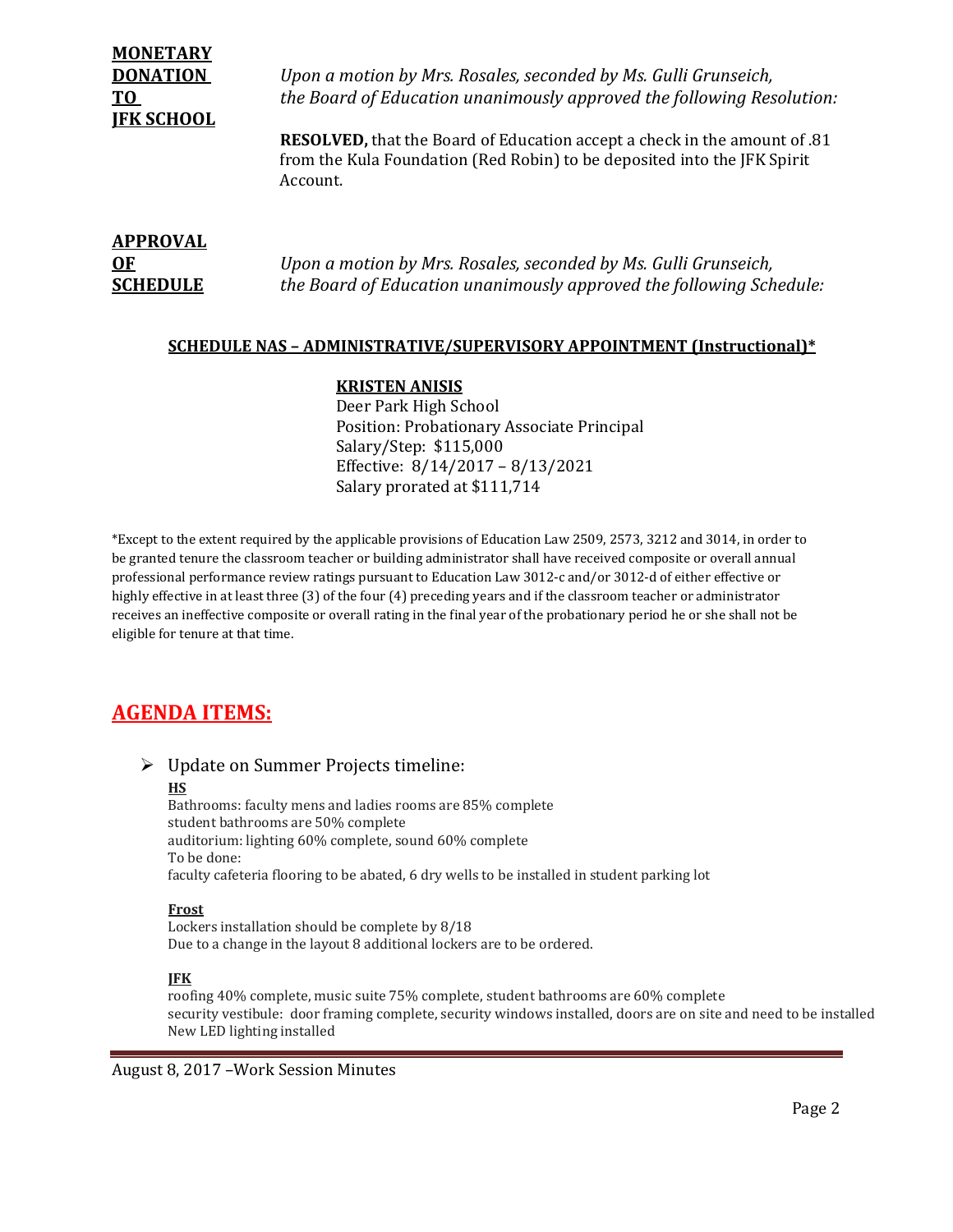**MONETARY DONATION TO JFK SCHOOL**

*Upon a motion by Mrs. Rosales, seconded by Ms. Gulli Grunseich, the Board of Education unanimously approved the following Resolution:*

**RESOLVED,** that the Board of Education accept a check in the amount of .81 from the Kula Foundation (Red Robin) to be deposited into the JFK Spirit Account.

**APPROVAL OF SCHEDULE**

*Upon a motion by Mrs. Rosales, seconded by Ms. Gulli Grunseich, the Board of Education unanimously approved the following Schedule:*

**SCHEDULE NAS – ADMINISTRATIVE/SUPERVISORY APPOINTMENT (Instructional)***

**KRISTEN ANISIS**
Deer Park High School
Position: Probationary Associate Principal
Salary/Step: $115,000
Effective: 8/14/2017 – 8/13/2021
Salary prorated at $111,714

*Except to the extent required by the applicable provisions of Education Law 2509, 2573, 3212 and 3014, in order to be granted tenure the classroom teacher or building administrator shall have received composite or overall annual professional performance review ratings pursuant to Education Law 3012-c and/or 3012-d of either effective or highly effective in at least three (3) of the four (4) preceding years and if the classroom teacher or administrator receives an ineffective composite or overall rating in the final year of the probationary period he or she shall not be eligible for tenure at that time.

## AGENDA ITEMS:

- Update on Summer Projects timeline:

  **HS**
  Bathrooms: faculty mens and ladies rooms are 85% complete
  student bathrooms are 50% complete
  auditorium: lighting 60% complete, sound 60% complete
  To be done:
  faculty cafeteria flooring to be abated, 6 dry wells to be installed in student parking lot

  **Frost**
  Lockers installation should be complete by 8/18
  Due to a change in the layout 8 additional lockers are to be ordered.

  **JFK**
  roofing 40% complete, music suite 75% complete, student bathrooms are 60% complete
  security vestibule: door framing complete, security windows installed, doors are on site and need to be installed
  New LED lighting installed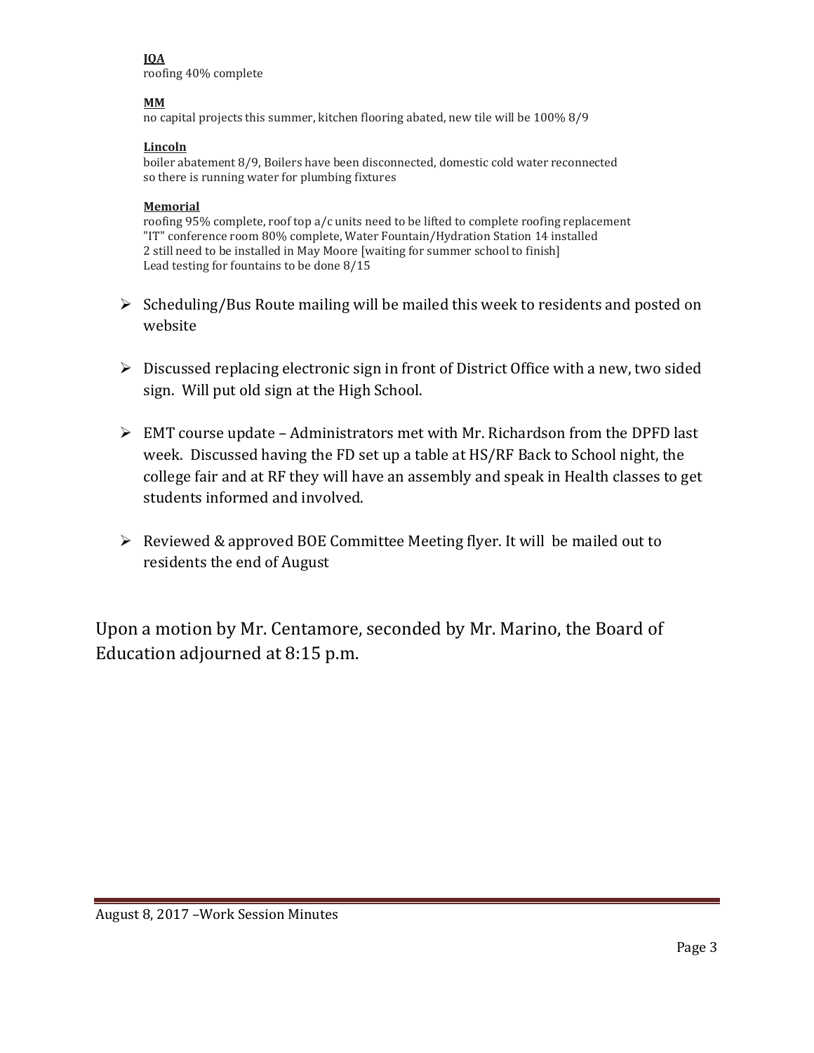**JQA**
roofing 40% complete

**MM**
no capital projects this summer, kitchen flooring abated, new tile will be 100% 8/9

**Lincoln**
boiler abatement 8/9, Boilers have been disconnected, domestic cold water reconnected so there is running water for plumbing fixtures

**Memorial**
roofing 95% complete, roof top a/c units need to be lifted to complete roofing replacement
"IT" conference room 80% complete, Water Fountain/Hydration Station 14 installed
2 still need to be installed in May Moore [waiting for summer school to finish]
Lead testing for fountains to be done 8/15

- Scheduling/Bus Route mailing will be mailed this week to residents and posted on website

- Discussed replacing electronic sign in front of District Office with a new, two sided sign. Will put old sign at the High School.

- EMT course update – Administrators met with Mr. Richardson from the DPFD last week. Discussed having the FD set up a table at HS/RF Back to School night, the college fair and at RF they will have an assembly and speak in Health classes to get students informed and involved.

- Reviewed & approved BOE Committee Meeting flyer. It will be mailed out to residents the end of August

Upon a motion by Mr. Centamore, seconded by Mr. Marino, the Board of Education adjourned at 8:15 p.m.